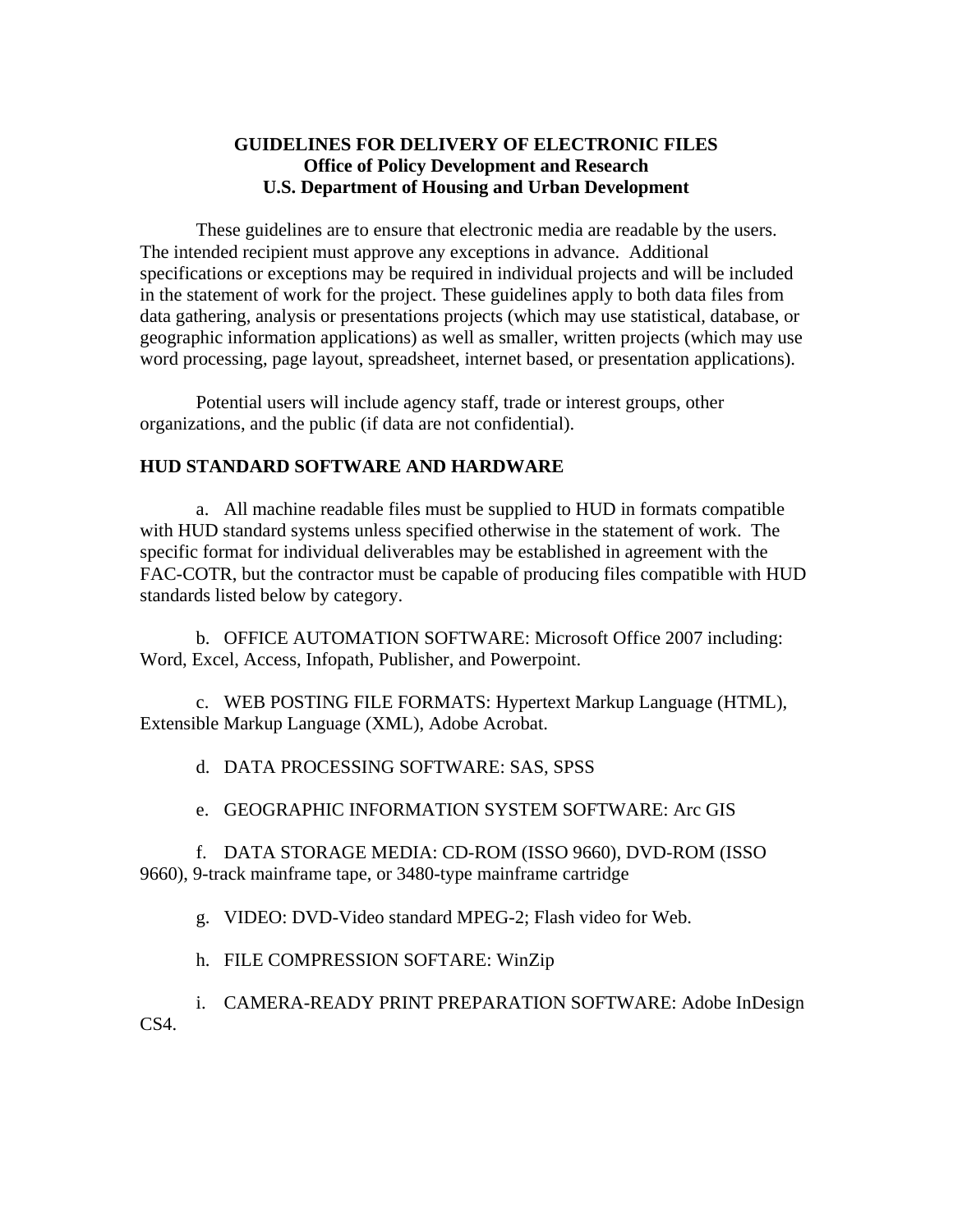# GUIDELINES FOR DELIVERY OF ELECTRONIC FILES
## Office of Policy Development and Research
## U.S. Department of Housing and Urban Development

These guidelines are to ensure that electronic media are readable by the users. The intended recipient must approve any exceptions in advance. Additional specifications or exceptions may be required in individual projects and will be included in the statement of work for the project. These guidelines apply to both data files from data gathering, analysis or presentations projects (which may use statistical, database, or geographic information applications) as well as smaller, written projects (which may use word processing, page layout, spreadsheet, internet based, or presentation applications).

Potential users will include agency staff, trade or interest groups, other organizations, and the public (if data are not confidential).

## HUD STANDARD SOFTWARE AND HARDWARE

a. All machine readable files must be supplied to HUD in formats compatible with HUD standard systems unless specified otherwise in the statement of work. The specific format for individual deliverables may be established in agreement with the FAC-COTR, but the contractor must be capable of producing files compatible with HUD standards listed below by category.

b. OFFICE AUTOMATION SOFTWARE: Microsoft Office 2007 including: Word, Excel, Access, Infopath, Publisher, and Powerpoint.

c. WEB POSTING FILE FORMATS: Hypertext Markup Language (HTML), Extensible Markup Language (XML), Adobe Acrobat.

d. DATA PROCESSING SOFTWARE: SAS, SPSS

e. GEOGRAPHIC INFORMATION SYSTEM SOFTWARE: Arc GIS

f. DATA STORAGE MEDIA: CD-ROM (ISSO 9660), DVD-ROM (ISSO 9660), 9-track mainframe tape, or 3480-type mainframe cartridge

g. VIDEO: DVD-Video standard MPEG-2; Flash video for Web.

h. FILE COMPRESSION SOFTARE: WinZip

i. CAMERA-READY PRINT PREPARATION SOFTWARE: Adobe InDesign CS4.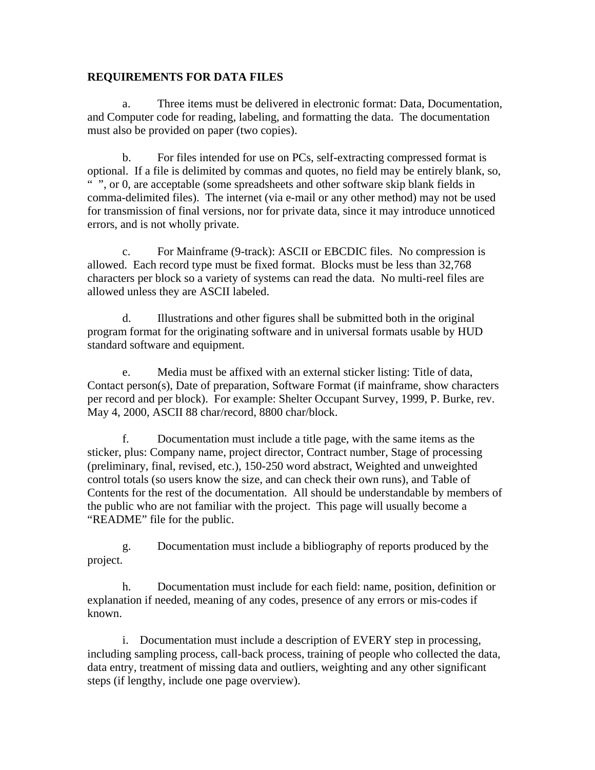**REQUIREMENTS FOR DATA FILES**

a. Three items must be delivered in electronic format: Data, Documentation, and Computer code for reading, labeling, and formatting the data. The documentation must also be provided on paper (two copies).

b. For files intended for use on PCs, self-extracting compressed format is optional. If a file is delimited by commas and quotes, no field may be entirely blank, so, " ", or 0, are acceptable (some spreadsheets and other software skip blank fields in comma-delimited files). The internet (via e-mail or any other method) may not be used for transmission of final versions, nor for private data, since it may introduce unnoticed errors, and is not wholly private.

c. For Mainframe (9-track): ASCII or EBCDIC files. No compression is allowed. Each record type must be fixed format. Blocks must be less than 32,768 characters per block so a variety of systems can read the data. No multi-reel files are allowed unless they are ASCII labeled.

d. Illustrations and other figures shall be submitted both in the original program format for the originating software and in universal formats usable by HUD standard software and equipment.

e. Media must be affixed with an external sticker listing: Title of data, Contact person(s), Date of preparation, Software Format (if mainframe, show characters per record and per block). For example: Shelter Occupant Survey, 1999, P. Burke, rev. May 4, 2000, ASCII 88 char/record, 8800 char/block.

f. Documentation must include a title page, with the same items as the sticker, plus: Company name, project director, Contract number, Stage of processing (preliminary, final, revised, etc.), 150-250 word abstract, Weighted and unweighted control totals (so users know the size, and can check their own runs), and Table of Contents for the rest of the documentation. All should be understandable by members of the public who are not familiar with the project. This page will usually become a "README" file for the public.

g. Documentation must include a bibliography of reports produced by the project.

h. Documentation must include for each field: name, position, definition or explanation if needed, meaning of any codes, presence of any errors or mis-codes if known.

i. Documentation must include a description of EVERY step in processing, including sampling process, call-back process, training of people who collected the data, data entry, treatment of missing data and outliers, weighting and any other significant steps (if lengthy, include one page overview).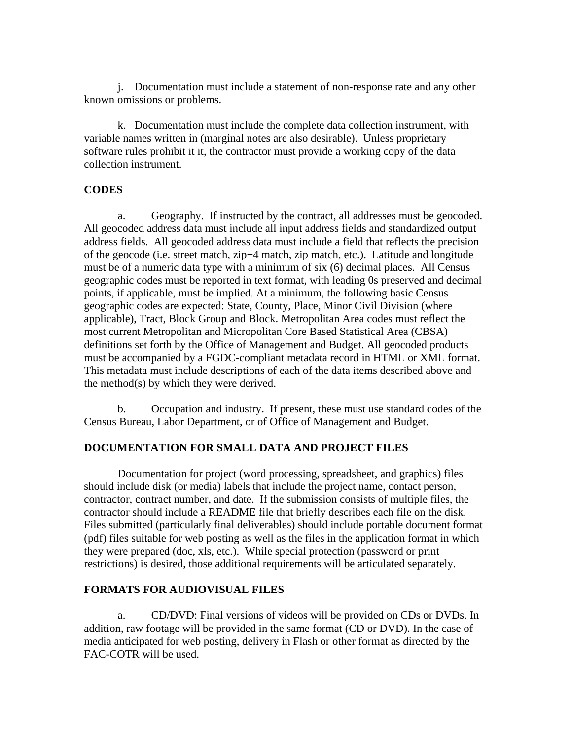j. Documentation must include a statement of non-response rate and any other known omissions or problems.

k. Documentation must include the complete data collection instrument, with variable names written in (marginal notes are also desirable). Unless proprietary software rules prohibit it it, the contractor must provide a working copy of the data collection instrument.

**CODES**

a. Geography. If instructed by the contract, all addresses must be geocoded. All geocoded address data must include all input address fields and standardized output address fields. All geocoded address data must include a field that reflects the precision of the geocode (i.e. street match, zip+4 match, zip match, etc.). Latitude and longitude must be of a numeric data type with a minimum of six (6) decimal places. All Census geographic codes must be reported in text format, with leading 0s preserved and decimal points, if applicable, must be implied. At a minimum, the following basic Census geographic codes are expected: State, County, Place, Minor Civil Division (where applicable), Tract, Block Group and Block. Metropolitan Area codes must reflect the most current Metropolitan and Micropolitan Core Based Statistical Area (CBSA) definitions set forth by the Office of Management and Budget. All geocoded products must be accompanied by a FGDC-compliant metadata record in HTML or XML format. This metadata must include descriptions of each of the data items described above and the method(s) by which they were derived.

b. Occupation and industry. If present, these must use standard codes of the Census Bureau, Labor Department, or of Office of Management and Budget.

**DOCUMENTATION FOR SMALL DATA AND PROJECT FILES**

Documentation for project (word processing, spreadsheet, and graphics) files should include disk (or media) labels that include the project name, contact person, contractor, contract number, and date. If the submission consists of multiple files, the contractor should include a README file that briefly describes each file on the disk. Files submitted (particularly final deliverables) should include portable document format (pdf) files suitable for web posting as well as the files in the application format in which they were prepared (doc, xls, etc.). While special protection (password or print restrictions) is desired, those additional requirements will be articulated separately.

**FORMATS FOR AUDIOVISUAL FILES**

a. CD/DVD: Final versions of videos will be provided on CDs or DVDs. In addition, raw footage will be provided in the same format (CD or DVD). In the case of media anticipated for web posting, delivery in Flash or other format as directed by the FAC-COTR will be used.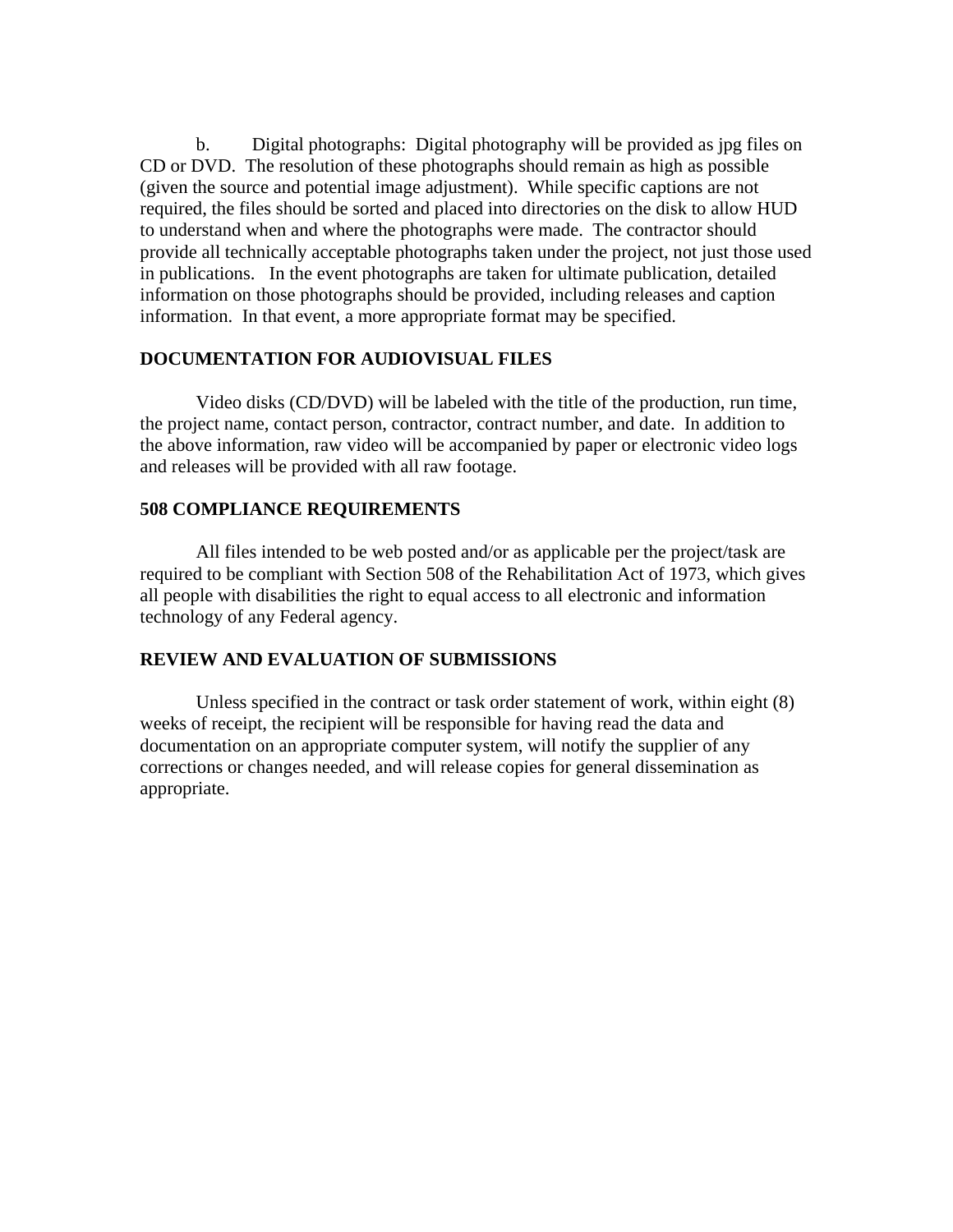b. Digital photographs: Digital photography will be provided as jpg files on CD or DVD. The resolution of these photographs should remain as high as possible (given the source and potential image adjustment). While specific captions are not required, the files should be sorted and placed into directories on the disk to allow HUD to understand when and where the photographs were made. The contractor should provide all technically acceptable photographs taken under the project, not just those used in publications. In the event photographs are taken for ultimate publication, detailed information on those photographs should be provided, including releases and caption information. In that event, a more appropriate format may be specified.

**DOCUMENTATION FOR AUDIOVISUAL FILES**

Video disks (CD/DVD) will be labeled with the title of the production, run time, the project name, contact person, contractor, contract number, and date. In addition to the above information, raw video will be accompanied by paper or electronic video logs and releases will be provided with all raw footage.

**508 COMPLIANCE REQUIREMENTS**

All files intended to be web posted and/or as applicable per the project/task are required to be compliant with Section 508 of the Rehabilitation Act of 1973, which gives all people with disabilities the right to equal access to all electronic and information technology of any Federal agency.

**REVIEW AND EVALUATION OF SUBMISSIONS**

Unless specified in the contract or task order statement of work, within eight (8) weeks of receipt, the recipient will be responsible for having read the data and documentation on an appropriate computer system, will notify the supplier of any corrections or changes needed, and will release copies for general dissemination as appropriate.